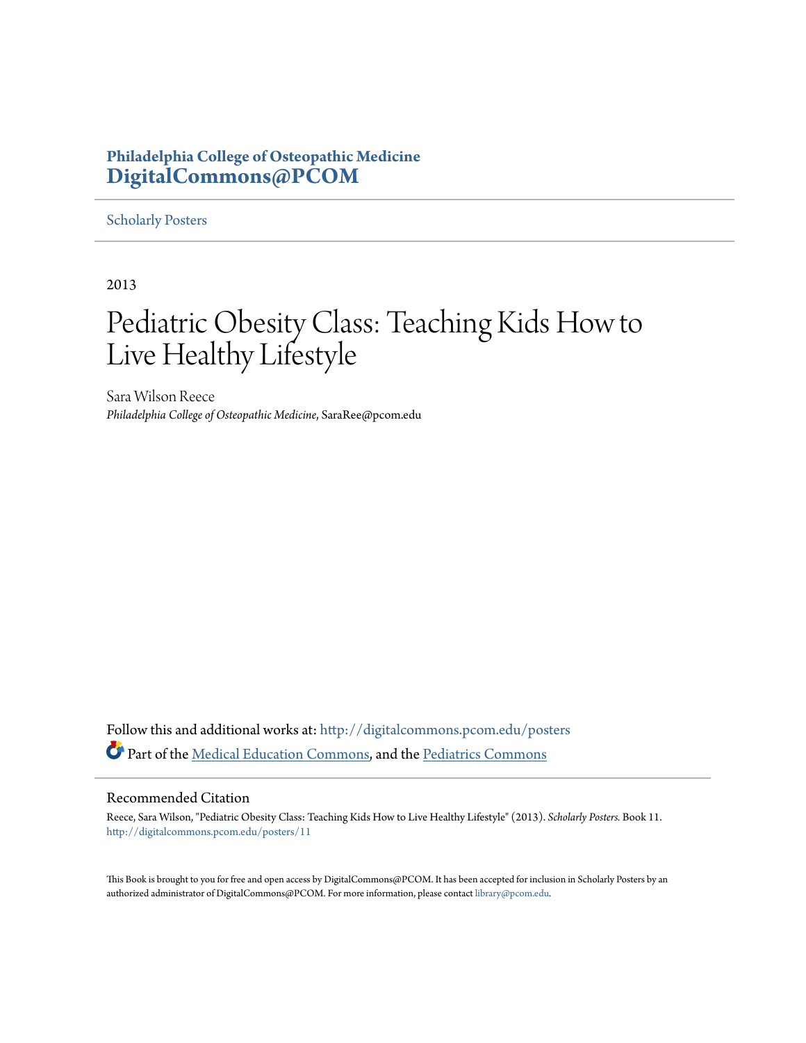**Philadelphia College of Osteopathic Medicine**
**DigitalCommons@PCOM**

---

Scholarly Posters

---

2013

# Pediatric Obesity Class: Teaching Kids How to Live Healthy Lifestyle

Sara Wilson Reece
*Philadelphia College of Osteopathic Medicine*, SaraRee@pcom.edu

Follow this and additional works at: http://digitalcommons.pcom.edu/posters

Part of the Medical Education Commons, and the Pediatrics Commons

---

## Recommended Citation

Reece, Sara Wilson, "Pediatric Obesity Class: Teaching Kids How to Live Healthy Lifestyle" (2013). *Scholarly Posters.* Book 11.
http://digitalcommons.pcom.edu/posters/11

This Book is brought to you for free and open access by DigitalCommons@PCOM. It has been accepted for inclusion in Scholarly Posters by an authorized administrator of DigitalCommons@PCOM. For more information, please contact library@pcom.edu.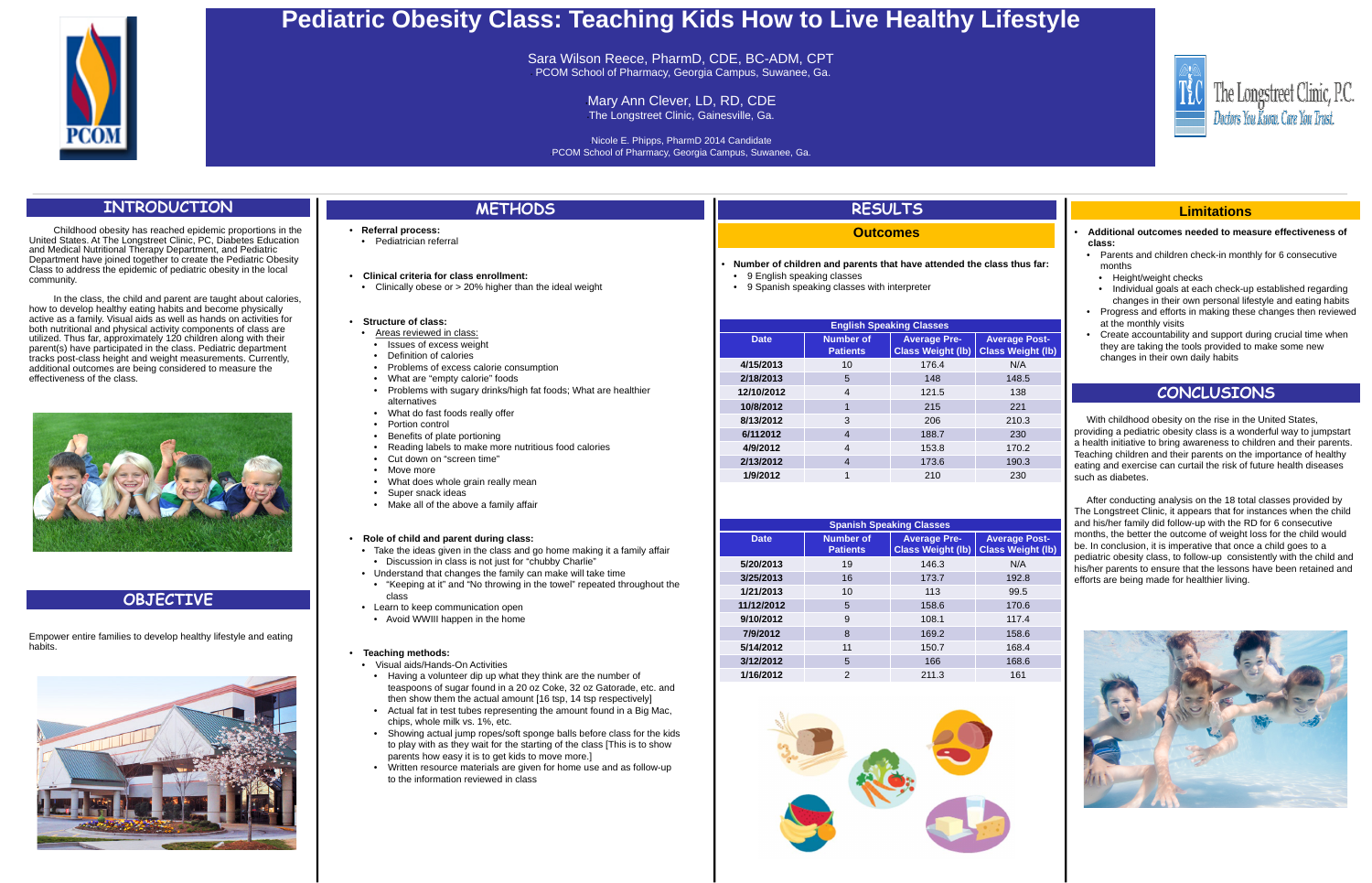# Pediatric Obesity Class: Teaching Kids How to Live Healthy Lifestyle

Sara Wilson Reece, PharmD, CDE, BC-ADM, CPT
PCOM School of Pharmacy, Georgia Campus, Suwanee, Ga.

Mary Ann Clever, LD, RD, CDE
The Longstreet Clinic, Gainesville, Ga.

Nicole E. Phipps, PharmD 2014 Candidate
PCOM School of Pharmacy, Georgia Campus, Suwanee, Ga.

PCOM

The Longstreet Clinic, P.C.
Doctors You Know. Care You Trust.

## INTRODUCTION

Childhood obesity has reached epidemic proportions in the United States. At The Longstreet Clinic, PC, Diabetes Education and Medical Nutritional Therapy Department, and Pediatric Department have joined together to create the Pediatric Obesity Class to address the epidemic of pediatric obesity in the local community.

In the class, the child and parent are taught about calories, how to develop healthy eating habits and become physically active as a family. Visual aids as well as hands on activities for both nutritional and physical activity components of class are utilized. Thus far, approximately 120 children along with their parent(s) have participated in the class. Pediatric department tracks post-class height and weight measurements. Currently, additional outcomes are being considered to measure the effectiveness of the class.

## OBJECTIVE

Empower entire families to develop healthy lifestyle and eating habits.

## METHODS

- **Referral process:**
  - Pediatrician referral
- **Clinical criteria for class enrollment:**
  - Clinically obese or > 20% higher than the ideal weight
- **Structure of class:**
  - Areas reviewed in class:
    - Issues of excess weight
    - Definition of calories
    - Problems of excess calorie consumption
    - What are "empty calorie" foods
    - Problems with sugary drinks/high fat foods; What are healthier alternatives
    - What do fast foods really offer
    - Portion control
    - Benefits of plate portioning
    - Reading labels to make more nutritious food calories
    - Cut down on "screen time"
    - Move more
    - What does whole grain really mean
    - Super snack ideas
    - Make all of the above a family affair
- **Role of child and parent during class:**
  - Take the ideas given in the class and go home making it a family affair
    - Discussion in class is not just for "chubby Charlie"
  - Understand that changes the family can make will take time
    - "Keeping at it" and "No throwing in the towel" repeated throughout the class
  - Learn to keep communication open
    - Avoid WWIII happen in the home
- **Teaching methods:**
  - Visual aids/Hands-On Activities
    - Having a volunteer dip up what they think are the number of teaspoons of sugar found in a 20 oz Coke, 32 oz Gatorade, etc. and then show them the actual amount [16 tsp, 14 tsp respectively]
    - Actual fat in test tubes representing the amount found in a Big Mac, chips, whole milk vs. 1%, etc.
    - Showing actual jump ropes/soft sponge balls before class for the kids to play with as they wait for the starting of the class [This is to show parents how easy it is to get kids to move more.]
    - Written resource materials are given for home use and as follow-up to the information reviewed in class

## RESULTS

### Outcomes

- **Number of children and parents that have attended the class thus far:**
  - 9 English speaking classes
  - 9 Spanish speaking classes with interpreter

**English Speaking Classes**

| Date | Number of Patients | Average Pre-Class Weight (lb) | Average Post-Class Weight (lb) |
| --- | --- | --- | --- |
| 4/15/2013 | 10 | 176.4 | N/A |
| 2/18/2013 | 5 | 148 | 148.5 |
| 12/10/2012 | 4 | 121.5 | 138 |
| 10/8/2012 | 1 | 215 | 221 |
| 8/13/2012 | 3 | 206 | 210.3 |
| 6/112012 | 4 | 188.7 | 230 |
| 4/9/2012 | 4 | 153.8 | 170.2 |
| 2/13/2012 | 4 | 173.6 | 190.3 |
| 1/9/2012 | 1 | 210 | 230 |

**Spanish Speaking Classes**

| Date | Number of Patients | Average Pre-Class Weight (lb) | Average Post-Class Weight (lb) |
| --- | --- | --- | --- |
| 5/20/2013 | 19 | 146.3 | N/A |
| 3/25/2013 | 16 | 173.7 | 192.8 |
| 1/21/2013 | 10 | 113 | 99.5 |
| 11/12/2012 | 5 | 158.6 | 170.6 |
| 9/10/2012 | 9 | 108.1 | 117.4 |
| 7/9/2012 | 8 | 169.2 | 158.6 |
| 5/14/2012 | 11 | 150.7 | 168.4 |
| 3/12/2012 | 5 | 166 | 168.6 |
| 1/16/2012 | 2 | 211.3 | 161 |

## Limitations

- **Additional outcomes needed to measure effectiveness of class:**
  - Parents and children check-in monthly for 6 consecutive months
    - Height/weight checks
    - Individual goals at each check-up established regarding changes in their own personal lifestyle and eating habits
  - Progress and efforts in making these changes then reviewed at the monthly visits
  - Create accountability and support during crucial time when they are taking the tools provided to make some new changes in their own daily habits

## CONCLUSIONS

With childhood obesity on the rise in the United States, providing a pediatric obesity class is a wonderful way to jumpstart a health initiative to bring awareness to children and their parents. Teaching children and their parents on the importance of healthy eating and exercise can curtail the risk of future health diseases such as diabetes.

After conducting analysis on the 18 total classes provided by The Longstreet Clinic, it appears that for instances when the child and his/her family did follow-up with the RD for 6 consecutive months, the better the outcome of weight loss for the child would be. In conclusion, it is imperative that once a child goes to a pediatric obesity class, to follow-up consistently with the child and his/her parents to ensure that the lessons have been retained and efforts are being made for healthier living.